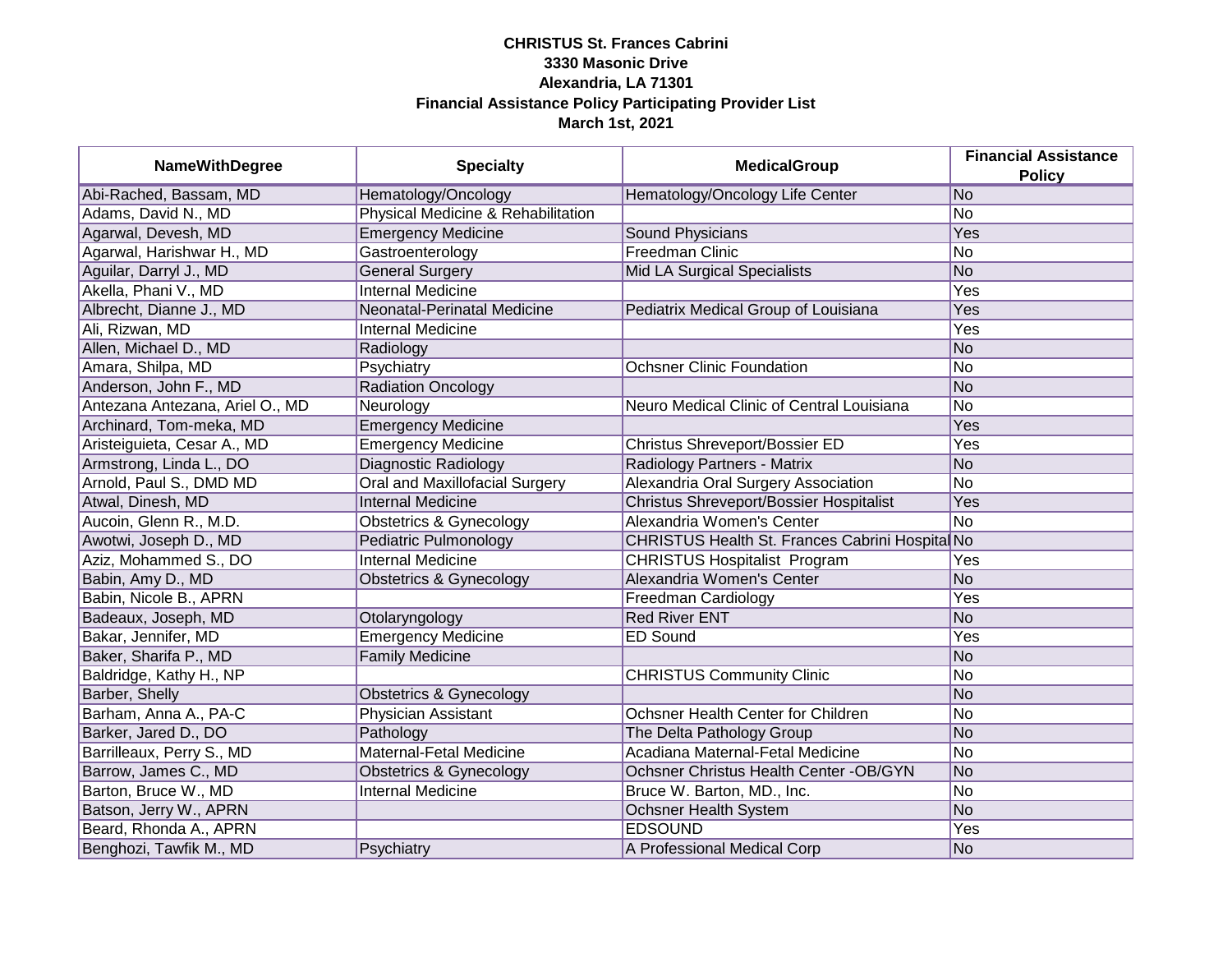**CHRISTUS St. Frances Cabrini**
**3330 Masonic Drive**
**Alexandria, LA 71301**
**Financial Assistance Policy Participating Provider List**
**March 1st, 2021**

| NameWithDegree | Specialty | MedicalGroup | Financial Assistance Policy |
|---|---|---|---|
| Abi-Rached, Bassam, MD | Hematology/Oncology | Hematology/Oncology Life Center | No |
| Adams, David N., MD | Physical Medicine & Rehabilitation | | No |
| Agarwal, Devesh, MD | Emergency Medicine | Sound Physicians | Yes |
| Agarwal, Harishwar H., MD | Gastroenterology | Freedman Clinic | No |
| Aguilar, Darryl J., MD | General Surgery | Mid LA Surgical Specialists | No |
| Akella, Phani V., MD | Internal Medicine | | Yes |
| Albrecht, Dianne J., MD | Neonatal-Perinatal Medicine | Pediatrix Medical Group of Louisiana | Yes |
| Ali, Rizwan, MD | Internal Medicine | | Yes |
| Allen, Michael D., MD | Radiology | | No |
| Amara, Shilpa, MD | Psychiatry | Ochsner Clinic Foundation | No |
| Anderson, John F., MD | Radiation Oncology | | No |
| Antezana Antezana, Ariel O., MD | Neurology | Neuro Medical Clinic of Central Louisiana | No |
| Archinard, Tom-meka, MD | Emergency Medicine | | Yes |
| Aristeiguieta, Cesar A., MD | Emergency Medicine | Christus Shreveport/Bossier ED | Yes |
| Armstrong, Linda L., DO | Diagnostic Radiology | Radiology Partners - Matrix | No |
| Arnold, Paul S., DMD MD | Oral and Maxillofacial Surgery | Alexandria Oral Surgery Association | No |
| Atwal, Dinesh, MD | Internal Medicine | Christus Shreveport/Bossier Hospitalist | Yes |
| Aucoin, Glenn R., M.D. | Obstetrics & Gynecology | Alexandria Women's Center | No |
| Awotwi, Joseph D., MD | Pediatric Pulmonology | CHRISTUS Health St. Frances Cabrini Hospital | No |
| Aziz, Mohammed S., DO | Internal Medicine | CHRISTUS Hospitalist Program | Yes |
| Babin, Amy D., MD | Obstetrics & Gynecology | Alexandria Women's Center | No |
| Babin, Nicole B., APRN | | Freedman Cardiology | Yes |
| Badeaux, Joseph, MD | Otolaryngology | Red River ENT | No |
| Bakar, Jennifer, MD | Emergency Medicine | ED Sound | Yes |
| Baker, Sharifa P., MD | Family Medicine | | No |
| Baldridge, Kathy H., NP | | CHRISTUS Community Clinic | No |
| Barber, Shelly | Obstetrics & Gynecology | | No |
| Barham, Anna A., PA-C | Physician Assistant | Ochsner Health Center for Children | No |
| Barker, Jared D., DO | Pathology | The Delta Pathology Group | No |
| Barrilleaux, Perry S., MD | Maternal-Fetal Medicine | Acadiana Maternal-Fetal Medicine | No |
| Barrow, James C., MD | Obstetrics & Gynecology | Ochsner Christus Health Center -OB/GYN | No |
| Barton, Bruce W., MD | Internal Medicine | Bruce W. Barton, MD., Inc. | No |
| Batson, Jerry W., APRN | | Ochsner Health System | No |
| Beard, Rhonda A., APRN | | EDSOUND | Yes |
| Benghozi, Tawfik M., MD | Psychiatry | A Professional Medical Corp | No |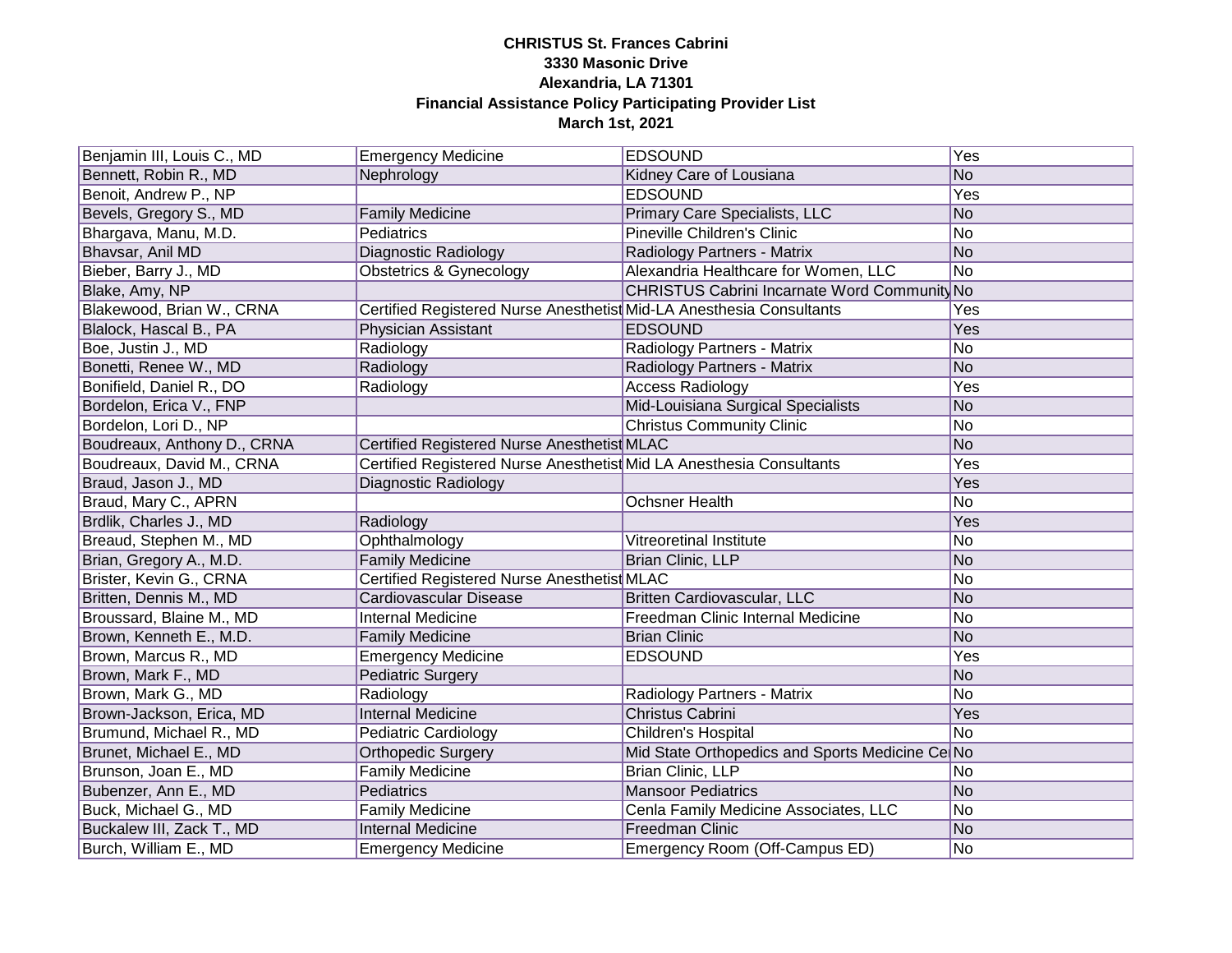**CHRISTUS St. Frances Cabrini**
**3330 Masonic Drive**
**Alexandria, LA 71301**
**Financial Assistance Policy Participating Provider List**
**March 1st, 2021**

| | | | |
|---|---|---|---|
| Benjamin III, Louis C., MD | Emergency Medicine | EDSOUND | Yes |
| Bennett, Robin R., MD | Nephrology | Kidney Care of Lousiana | No |
| Benoit, Andrew P., NP | | EDSOUND | Yes |
| Bevels, Gregory S., MD | Family Medicine | Primary Care Specialists, LLC | No |
| Bhargava, Manu, M.D. | Pediatrics | Pineville Children's Clinic | No |
| Bhavsar, Anil MD | Diagnostic Radiology | Radiology Partners - Matrix | No |
| Bieber, Barry J., MD | Obstetrics & Gynecology | Alexandria Healthcare for Women, LLC | No |
| Blake, Amy, NP | | CHRISTUS Cabrini Incarnate Word Community | No |
| Blakewood, Brian W., CRNA | Certified Registered Nurse Anesthetist | Mid-LA Anesthesia Consultants | Yes |
| Blalock, Hascal B., PA | Physician Assistant | EDSOUND | Yes |
| Boe, Justin J., MD | Radiology | Radiology Partners - Matrix | No |
| Bonetti, Renee W., MD | Radiology | Radiology Partners - Matrix | No |
| Bonifield, Daniel R., DO | Radiology | Access Radiology | Yes |
| Bordelon, Erica V., FNP | | Mid-Louisiana Surgical Specialists | No |
| Bordelon, Lori D., NP | | Christus Community Clinic | No |
| Boudreaux, Anthony D., CRNA | Certified Registered Nurse Anesthetist | MLAC | No |
| Boudreaux, David M., CRNA | Certified Registered Nurse Anesthetist | Mid LA Anesthesia Consultants | Yes |
| Braud, Jason J., MD | Diagnostic Radiology | | Yes |
| Braud, Mary C., APRN | | Ochsner Health | No |
| Brdlik, Charles J., MD | Radiology | | Yes |
| Breaud, Stephen M., MD | Ophthalmology | Vitreoretinal Institute | No |
| Brian, Gregory A., M.D. | Family Medicine | Brian Clinic, LLP | No |
| Brister, Kevin G., CRNA | Certified Registered Nurse Anesthetist | MLAC | No |
| Britten, Dennis M., MD | Cardiovascular Disease | Britten Cardiovascular, LLC | No |
| Broussard, Blaine M., MD | Internal Medicine | Freedman Clinic Internal Medicine | No |
| Brown, Kenneth E., M.D. | Family Medicine | Brian Clinic | No |
| Brown, Marcus R., MD | Emergency Medicine | EDSOUND | Yes |
| Brown, Mark F., MD | Pediatric Surgery | | No |
| Brown, Mark G., MD | Radiology | Radiology Partners - Matrix | No |
| Brown-Jackson, Erica, MD | Internal Medicine | Christus Cabrini | Yes |
| Brumund, Michael R., MD | Pediatric Cardiology | Children's Hospital | No |
| Brunet, Michael E., MD | Orthopedic Surgery | Mid State Orthopedics and Sports Medicine Ce | No |
| Brunson, Joan E., MD | Family Medicine | Brian Clinic, LLP | No |
| Bubenzer, Ann E., MD | Pediatrics | Mansoor Pediatrics | No |
| Buck, Michael G., MD | Family Medicine | Cenla Family Medicine Associates, LLC | No |
| Buckalew III, Zack T., MD | Internal Medicine | Freedman Clinic | No |
| Burch, William E., MD | Emergency Medicine | Emergency Room (Off-Campus ED) | No |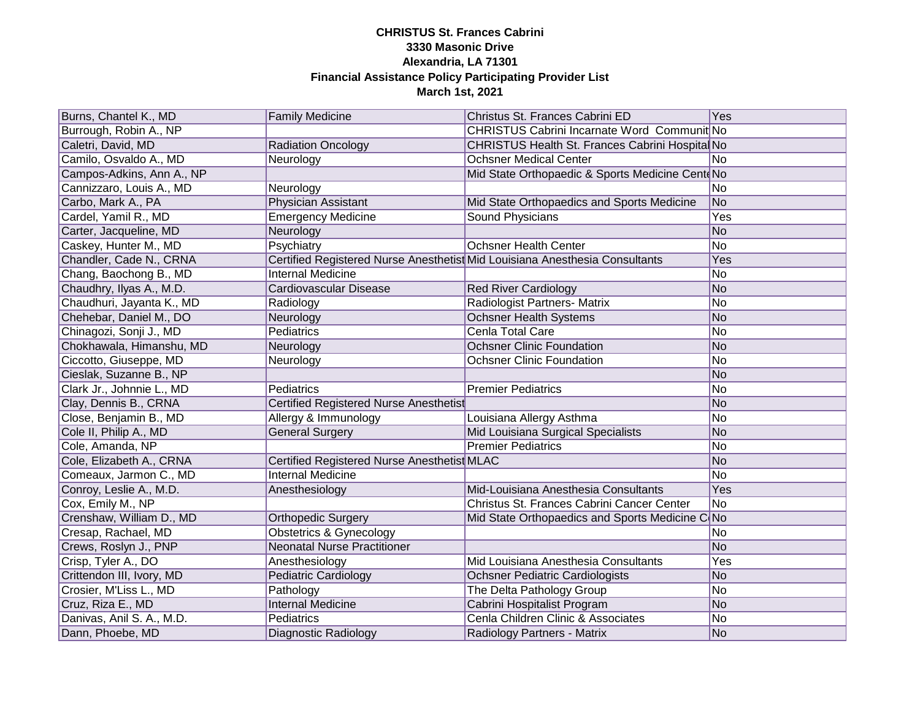**CHRISTUS St. Frances Cabrini**
**3330 Masonic Drive**
**Alexandria, LA 71301**
**Financial Assistance Policy Participating Provider List**
**March 1st, 2021**

| | | | |
|---|---|---|---|
| Burns, Chantel K., MD | Family Medicine | Christus St. Frances Cabrini ED | Yes |
| Burrough, Robin A., NP | | CHRISTUS Cabrini Incarnate Word Communit | No |
| Caletri, David, MD | Radiation Oncology | CHRISTUS Health St. Frances Cabrini Hospital | No |
| Camilo, Osvaldo A., MD | Neurology | Ochsner Medical Center | No |
| Campos-Adkins, Ann A., NP | | Mid State Orthopaedic & Sports Medicine Cent | No |
| Cannizzaro, Louis A., MD | Neurology | | No |
| Carbo, Mark A., PA | Physician Assistant | Mid State Orthopaedics and Sports Medicine | No |
| Cardel, Yamil R., MD | Emergency Medicine | Sound Physicians | Yes |
| Carter, Jacqueline, MD | Neurology | | No |
| Caskey, Hunter M., MD | Psychiatry | Ochsner Health Center | No |
| Chandler, Cade N., CRNA | Certified Registered Nurse Anesthetist | Mid Louisiana Anesthesia Consultants | Yes |
| Chang, Baochong B., MD | Internal Medicine | | No |
| Chaudhry, Ilyas A., M.D. | Cardiovascular Disease | Red River Cardiology | No |
| Chaudhuri, Jayanta K., MD | Radiology | Radiologist Partners- Matrix | No |
| Chehebar, Daniel M., DO | Neurology | Ochsner Health Systems | No |
| Chinagozi, Sonji J., MD | Pediatrics | Cenla Total Care | No |
| Chokhawala, Himanshu, MD | Neurology | Ochsner Clinic Foundation | No |
| Ciccotto, Giuseppe, MD | Neurology | Ochsner Clinic Foundation | No |
| Cieslak, Suzanne B., NP | | | No |
| Clark Jr., Johnnie L., MD | Pediatrics | Premier Pediatrics | No |
| Clay, Dennis B., CRNA | Certified Registered Nurse Anesthetist | | No |
| Close, Benjamin B., MD | Allergy & Immunology | Louisiana Allergy Asthma | No |
| Cole II, Philip A., MD | General Surgery | Mid Louisiana Surgical Specialists | No |
| Cole, Amanda, NP | | Premier Pediatrics | No |
| Cole, Elizabeth A., CRNA | Certified Registered Nurse Anesthetist | MLAC | No |
| Comeaux, Jarmon C., MD | Internal Medicine | | No |
| Conroy, Leslie A., M.D. | Anesthesiology | Mid-Louisiana Anesthesia Consultants | Yes |
| Cox, Emily M., NP | | Christus St. Frances Cabrini Cancer Center | No |
| Crenshaw, William D., MD | Orthopedic Surgery | Mid State Orthopaedics and Sports Medicine C | No |
| Cresap, Rachael, MD | Obstetrics & Gynecology | | No |
| Crews, Roslyn J., PNP | Neonatal Nurse Practitioner | | No |
| Crisp, Tyler A., DO | Anesthesiology | Mid Louisiana Anesthesia Consultants | Yes |
| Crittendon III, Ivory, MD | Pediatric Cardiology | Ochsner Pediatric Cardiologists | No |
| Crosier, M'Liss L., MD | Pathology | The Delta Pathology Group | No |
| Cruz, Riza E., MD | Internal Medicine | Cabrini Hospitalist Program | No |
| Danivas, Anil S. A., M.D. | Pediatrics | Cenla Children Clinic & Associates | No |
| Dann, Phoebe, MD | Diagnostic Radiology | Radiology Partners - Matrix | No |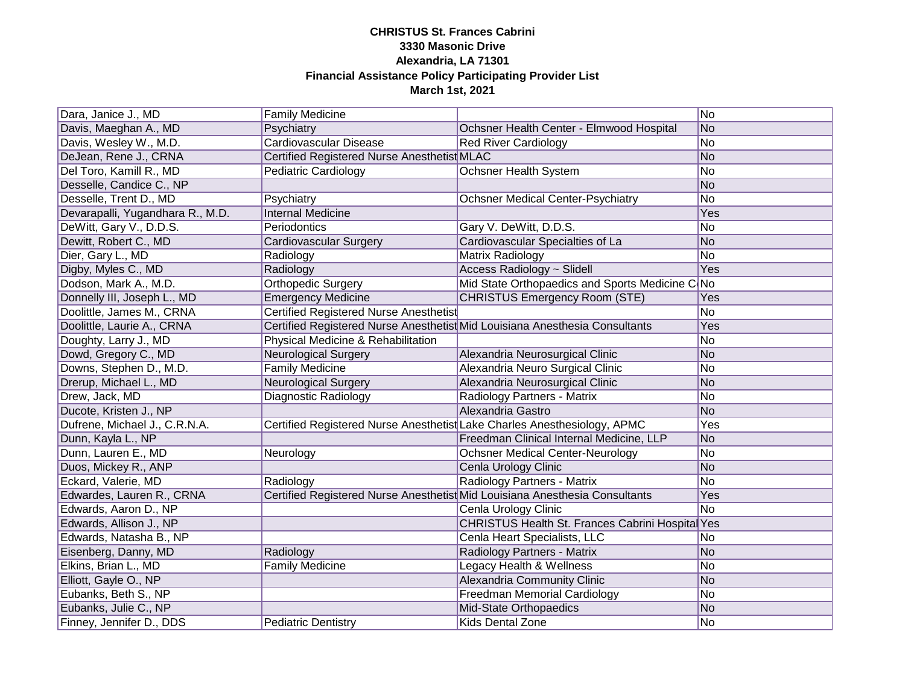**CHRISTUS St. Frances Cabrini**
**3330 Masonic Drive**
**Alexandria, LA 71301**
**Financial Assistance Policy Participating Provider List**
**March 1st, 2021**

| | | | |
|---|---|---|---|
| Dara, Janice J., MD | Family Medicine | | No |
| Davis, Maeghan A., MD | Psychiatry | Ochsner Health Center - Elmwood Hospital | No |
| Davis, Wesley W., M.D. | Cardiovascular Disease | Red River Cardiology | No |
| DeJean, Rene J., CRNA | Certified Registered Nurse Anesthetist | MLAC | No |
| Del Toro, Kamill R., MD | Pediatric Cardiology | Ochsner Health System | No |
| Desselle, Candice C., NP | | | No |
| Desselle, Trent D., MD | Psychiatry | Ochsner Medical Center-Psychiatry | No |
| Devarapalli, Yugandhara R., M.D. | Internal Medicine | | Yes |
| DeWitt, Gary V., D.D.S. | Periodontics | Gary V. DeWitt, D.D.S. | No |
| Dewitt, Robert C., MD | Cardiovascular Surgery | Cardiovascular Specialties of La | No |
| Dier, Gary L., MD | Radiology | Matrix Radiology | No |
| Digby, Myles C., MD | Radiology | Access Radiology ~ Slidell | Yes |
| Dodson, Mark A., M.D. | Orthopedic Surgery | Mid State Orthopaedics and Sports Medicine C | No |
| Donnelly III, Joseph L., MD | Emergency Medicine | CHRISTUS Emergency Room (STE) | Yes |
| Doolittle, James M., CRNA | Certified Registered Nurse Anesthetist | | No |
| Doolittle, Laurie A., CRNA | Certified Registered Nurse Anesthetist | Mid Louisiana Anesthesia Consultants | Yes |
| Doughty, Larry J., MD | Physical Medicine & Rehabilitation | | No |
| Dowd, Gregory C., MD | Neurological Surgery | Alexandria Neurosurgical Clinic | No |
| Downs, Stephen D., M.D. | Family Medicine | Alexandria Neuro Surgical Clinic | No |
| Drerup, Michael L., MD | Neurological Surgery | Alexandria Neurosurgical Clinic | No |
| Drew, Jack, MD | Diagnostic Radiology | Radiology Partners - Matrix | No |
| Ducote, Kristen J., NP | | Alexandria Gastro | No |
| Dufrene, Michael J., C.R.N.A. | Certified Registered Nurse Anesthetist | Lake Charles Anesthesiology, APMC | Yes |
| Dunn, Kayla L., NP | | Freedman Clinical Internal Medicine, LLP | No |
| Dunn, Lauren E., MD | Neurology | Ochsner Medical Center-Neurology | No |
| Duos, Mickey R., ANP | | Cenla Urology Clinic | No |
| Eckard, Valerie, MD | Radiology | Radiology Partners - Matrix | No |
| Edwardes, Lauren R., CRNA | Certified Registered Nurse Anesthetist | Mid Louisiana Anesthesia Consultants | Yes |
| Edwards, Aaron D., NP | | Cenla Urology Clinic | No |
| Edwards, Allison J., NP | | CHRISTUS Health St. Frances Cabrini Hospital | Yes |
| Edwards, Natasha B., NP | | Cenla Heart Specialists, LLC | No |
| Eisenberg, Danny, MD | Radiology | Radiology Partners - Matrix | No |
| Elkins, Brian L., MD | Family Medicine | Legacy Health & Wellness | No |
| Elliott, Gayle O., NP | | Alexandria Community Clinic | No |
| Eubanks, Beth S., NP | | Freedman Memorial Cardiology | No |
| Eubanks, Julie C., NP | | Mid-State Orthopaedics | No |
| Finney, Jennifer D., DDS | Pediatric Dentistry | Kids Dental Zone | No |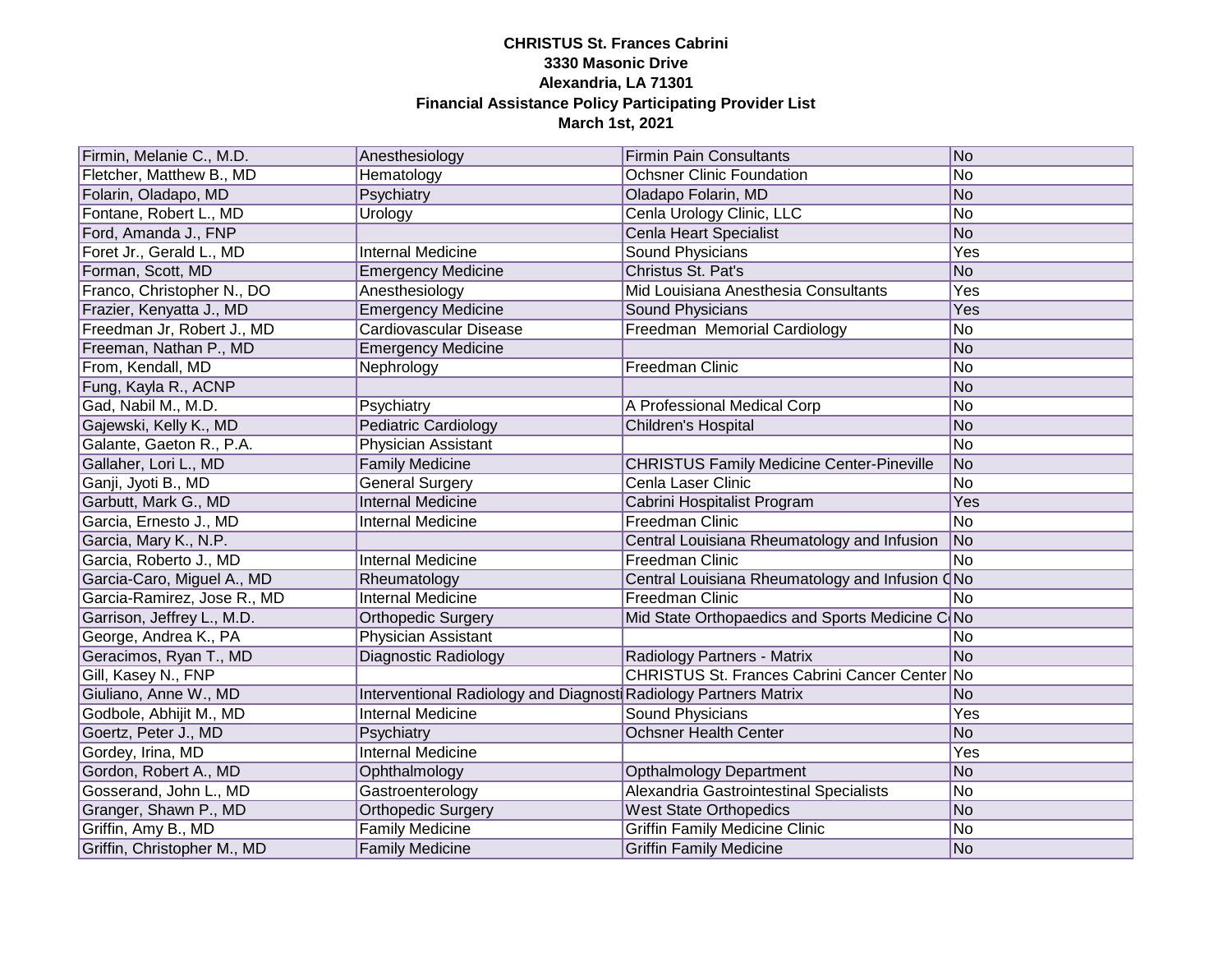**CHRISTUS St. Frances Cabrini**
**3330 Masonic Drive**
**Alexandria, LA 71301**
**Financial Assistance Policy Participating Provider List**
**March 1st, 2021**

| | | | |
|---|---|---|---|
| Firmin, Melanie C., M.D. | Anesthesiology | Firmin Pain Consultants | No |
| Fletcher, Matthew B., MD | Hematology | Ochsner Clinic Foundation | No |
| Folarin, Oladapo, MD | Psychiatry | Oladapo Folarin, MD | No |
| Fontane, Robert L., MD | Urology | Cenla Urology Clinic, LLC | No |
| Ford, Amanda J., FNP | | Cenla Heart Specialist | No |
| Foret Jr., Gerald L., MD | Internal Medicine | Sound Physicians | Yes |
| Forman, Scott, MD | Emergency Medicine | Christus St. Pat's | No |
| Franco, Christopher N., DO | Anesthesiology | Mid Louisiana Anesthesia Consultants | Yes |
| Frazier, Kenyatta J., MD | Emergency Medicine | Sound Physicians | Yes |
| Freedman Jr, Robert J., MD | Cardiovascular Disease | Freedman Memorial Cardiology | No |
| Freeman, Nathan P., MD | Emergency Medicine | | No |
| From, Kendall, MD | Nephrology | Freedman Clinic | No |
| Fung, Kayla R., ACNP | | | No |
| Gad, Nabil M., M.D. | Psychiatry | A Professional Medical Corp | No |
| Gajewski, Kelly K., MD | Pediatric Cardiology | Children's Hospital | No |
| Galante, Gaeton R., P.A. | Physician Assistant | | No |
| Gallaher, Lori L., MD | Family Medicine | CHRISTUS Family Medicine Center-Pineville | No |
| Ganji, Jyoti B., MD | General Surgery | Cenla Laser Clinic | No |
| Garbutt, Mark G., MD | Internal Medicine | Cabrini Hospitalist Program | Yes |
| Garcia, Ernesto J., MD | Internal Medicine | Freedman Clinic | No |
| Garcia, Mary K., N.P. | | Central Louisiana Rheumatology and Infusion | No |
| Garcia, Roberto J., MD | Internal Medicine | Freedman Clinic | No |
| Garcia-Caro, Miguel A., MD | Rheumatology | Central Louisiana Rheumatology and Infusion C | No |
| Garcia-Ramirez, Jose R., MD | Internal Medicine | Freedman Clinic | No |
| Garrison, Jeffrey L., M.D. | Orthopedic Surgery | Mid State Orthopaedics and Sports Medicine C | No |
| George, Andrea K., PA | Physician Assistant | | No |
| Geracimos, Ryan T., MD | Diagnostic Radiology | Radiology Partners - Matrix | No |
| Gill, Kasey N., FNP | | CHRISTUS St. Frances Cabrini Cancer Center | No |
| Giuliano, Anne W., MD | Interventional Radiology and Diagnosti | Radiology Partners Matrix | No |
| Godbole, Abhijit M., MD | Internal Medicine | Sound Physicians | Yes |
| Goertz, Peter J., MD | Psychiatry | Ochsner Health Center | No |
| Gordey, Irina, MD | Internal Medicine | | Yes |
| Gordon, Robert A., MD | Ophthalmology | Opthalmology Department | No |
| Gosserand, John L., MD | Gastroenterology | Alexandria Gastrointestinal Specialists | No |
| Granger, Shawn P., MD | Orthopedic Surgery | West State Orthopedics | No |
| Griffin, Amy B., MD | Family Medicine | Griffin Family Medicine Clinic | No |
| Griffin, Christopher M., MD | Family Medicine | Griffin Family Medicine | No |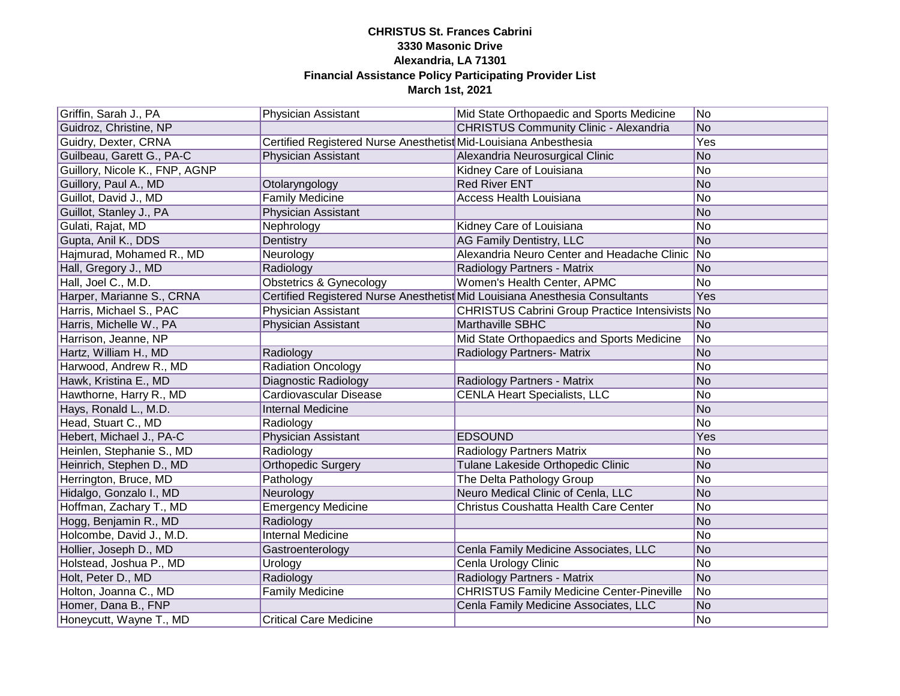**CHRISTUS St. Frances Cabrini**
**3330 Masonic Drive**
**Alexandria, LA 71301**
**Financial Assistance Policy Participating Provider List**
**March 1st, 2021**

| | | | |
|---|---|---|---|
| Griffin, Sarah J., PA | Physician Assistant | Mid State Orthopaedic and Sports Medicine | No |
| Guidroz, Christine, NP | | CHRISTUS Community Clinic - Alexandria | No |
| Guidry, Dexter, CRNA | Certified Registered Nurse Anesthetist | Mid-Louisiana Anbesthesia | Yes |
| Guilbeau, Garett G., PA-C | Physician Assistant | Alexandria Neurosurgical Clinic | No |
| Guillory, Nicole K., FNP, AGNP | | Kidney Care of Louisiana | No |
| Guillory, Paul A., MD | Otolaryngology | Red River ENT | No |
| Guillot, David J., MD | Family Medicine | Access Health Louisiana | No |
| Guillot, Stanley J., PA | Physician Assistant | | No |
| Gulati, Rajat, MD | Nephrology | Kidney Care of Louisiana | No |
| Gupta, Anil K., DDS | Dentistry | AG Family Dentistry, LLC | No |
| Hajmurad, Mohamed R., MD | Neurology | Alexandria Neuro Center and Headache Clinic | No |
| Hall, Gregory J., MD | Radiology | Radiology Partners - Matrix | No |
| Hall, Joel C., M.D. | Obstetrics & Gynecology | Women's Health Center, APMC | No |
| Harper, Marianne S., CRNA | Certified Registered Nurse Anesthetist | Mid Louisiana Anesthesia Consultants | Yes |
| Harris, Michael S., PAC | Physician Assistant | CHRISTUS Cabrini Group Practice Intensivists | No |
| Harris, Michelle W., PA | Physician Assistant | Marthaville SBHC | No |
| Harrison, Jeanne, NP | | Mid State Orthopaedics and Sports Medicine | No |
| Hartz, William H., MD | Radiology | Radiology Partners- Matrix | No |
| Harwood, Andrew R., MD | Radiation Oncology | | No |
| Hawk, Kristina E., MD | Diagnostic Radiology | Radiology Partners - Matrix | No |
| Hawthorne, Harry R., MD | Cardiovascular Disease | CENLA Heart Specialists, LLC | No |
| Hays, Ronald L., M.D. | Internal Medicine | | No |
| Head, Stuart C., MD | Radiology | | No |
| Hebert, Michael J., PA-C | Physician Assistant | EDSOUND | Yes |
| Heinlen, Stephanie S., MD | Radiology | Radiology Partners Matrix | No |
| Heinrich, Stephen D., MD | Orthopedic Surgery | Tulane Lakeside Orthopedic Clinic | No |
| Herrington, Bruce, MD | Pathology | The Delta Pathology Group | No |
| Hidalgo, Gonzalo I., MD | Neurology | Neuro Medical Clinic of Cenla, LLC | No |
| Hoffman, Zachary T., MD | Emergency Medicine | Christus Coushatta Health Care Center | No |
| Hogg, Benjamin R., MD | Radiology | | No |
| Holcombe, David J., M.D. | Internal Medicine | | No |
| Hollier, Joseph D., MD | Gastroenterology | Cenla Family Medicine Associates, LLC | No |
| Holstead, Joshua P., MD | Urology | Cenla Urology Clinic | No |
| Holt, Peter D., MD | Radiology | Radiology Partners - Matrix | No |
| Holton, Joanna C., MD | Family Medicine | CHRISTUS Family Medicine Center-Pineville | No |
| Homer, Dana B., FNP | | Cenla Family Medicine Associates, LLC | No |
| Honeycutt, Wayne T., MD | Critical Care Medicine | | No |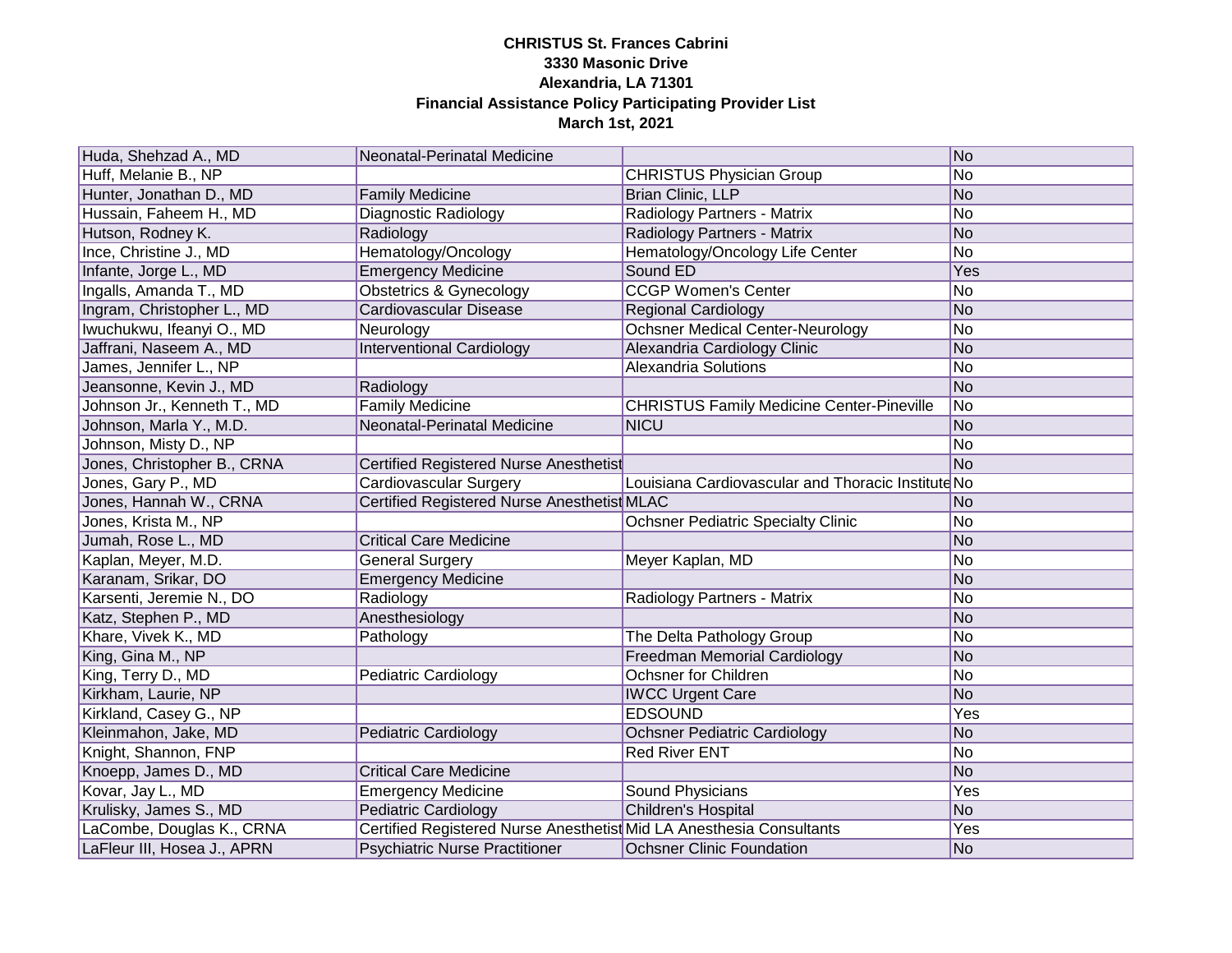**CHRISTUS St. Frances Cabrini**
**3330 Masonic Drive**
**Alexandria, LA 71301**
**Financial Assistance Policy Participating Provider List**
**March 1st, 2021**

| | | | |
|---|---|---|---|
| Huda, Shehzad A., MD | Neonatal-Perinatal Medicine | | No |
| Huff, Melanie B., NP | | CHRISTUS Physician Group | No |
| Hunter, Jonathan D., MD | Family Medicine | Brian Clinic, LLP | No |
| Hussain, Faheem H., MD | Diagnostic Radiology | Radiology Partners - Matrix | No |
| Hutson, Rodney K. | Radiology | Radiology Partners - Matrix | No |
| Ince, Christine J., MD | Hematology/Oncology | Hematology/Oncology Life Center | No |
| Infante, Jorge L., MD | Emergency Medicine | Sound ED | Yes |
| Ingalls, Amanda T., MD | Obstetrics & Gynecology | CCGP Women's Center | No |
| Ingram, Christopher L., MD | Cardiovascular Disease | Regional Cardiology | No |
| Iwuchukwu, Ifeanyi O., MD | Neurology | Ochsner Medical Center-Neurology | No |
| Jaffrani, Naseem A., MD | Interventional Cardiology | Alexandria Cardiology Clinic | No |
| James, Jennifer L., NP | | Alexandria Solutions | No |
| Jeansonne, Kevin J., MD | Radiology | | No |
| Johnson Jr., Kenneth T., MD | Family Medicine | CHRISTUS Family Medicine Center-Pineville | No |
| Johnson, Marla Y., M.D. | Neonatal-Perinatal Medicine | NICU | No |
| Johnson, Misty D., NP | | | No |
| Jones, Christopher B., CRNA | Certified Registered Nurse Anesthetist | | No |
| Jones, Gary P., MD | Cardiovascular Surgery | Louisiana Cardiovascular and Thoracic Institute | No |
| Jones, Hannah W., CRNA | Certified Registered Nurse Anesthetist | MLAC | No |
| Jones, Krista M., NP | | Ochsner Pediatric Specialty Clinic | No |
| Jumah, Rose L., MD | Critical Care Medicine | | No |
| Kaplan, Meyer, M.D. | General Surgery | Meyer Kaplan, MD | No |
| Karanam, Srikar, DO | Emergency Medicine | | No |
| Karsenti, Jeremie N., DO | Radiology | Radiology Partners - Matrix | No |
| Katz, Stephen P., MD | Anesthesiology | | No |
| Khare, Vivek K., MD | Pathology | The Delta Pathology Group | No |
| King, Gina M., NP | | Freedman Memorial Cardiology | No |
| King, Terry D., MD | Pediatric Cardiology | Ochsner for Children | No |
| Kirkham, Laurie, NP | | IWCC Urgent Care | No |
| Kirkland, Casey G., NP | | EDSOUND | Yes |
| Kleinmahon, Jake, MD | Pediatric Cardiology | Ochsner Pediatric Cardiology | No |
| Knight, Shannon, FNP | | Red River ENT | No |
| Knoepp, James D., MD | Critical Care Medicine | | No |
| Kovar, Jay L., MD | Emergency Medicine | Sound Physicians | Yes |
| Krulisky, James S., MD | Pediatric Cardiology | Children's Hospital | No |
| LaCombe, Douglas K., CRNA | Certified Registered Nurse Anesthetist | Mid LA Anesthesia Consultants | Yes |
| LaFleur III, Hosea J., APRN | Psychiatric Nurse Practitioner | Ochsner Clinic Foundation | No |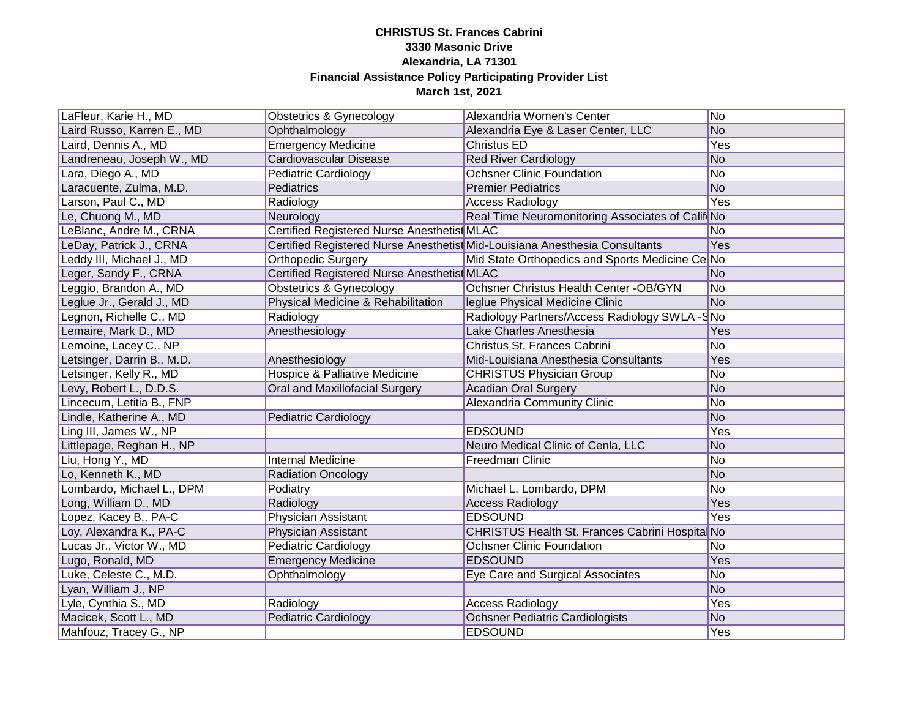**CHRISTUS St. Frances Cabrini**
**3330 Masonic Drive**
**Alexandria, LA 71301**
**Financial Assistance Policy Participating Provider List**
**March 1st, 2021**

| | | | |
|---|---|---|---|
| LaFleur, Karie H., MD | Obstetrics & Gynecology | Alexandria Women's Center | No |
| Laird Russo, Karren E., MD | Ophthalmology | Alexandria Eye & Laser Center, LLC | No |
| Laird, Dennis A., MD | Emergency Medicine | Christus ED | Yes |
| Landreneau, Joseph W., MD | Cardiovascular Disease | Red River Cardiology | No |
| Lara, Diego A., MD | Pediatric Cardiology | Ochsner Clinic Foundation | No |
| Laracuente, Zulma, M.D. | Pediatrics | Premier Pediatrics | No |
| Larson, Paul C., MD | Radiology | Access Radiology | Yes |
| Le, Chuong M., MD | Neurology | Real Time Neuromonitoring Associates of Calif | No |
| LeBlanc, Andre M., CRNA | Certified Registered Nurse Anesthetist | MLAC | No |
| LeDay, Patrick J., CRNA | Certified Registered Nurse Anesthetist | Mid-Louisiana Anesthesia Consultants | Yes |
| Leddy III, Michael J., MD | Orthopedic Surgery | Mid State Orthopedics and Sports Medicine Ce | No |
| Leger, Sandy F., CRNA | Certified Registered Nurse Anesthetist | MLAC | No |
| Leggio, Brandon A., MD | Obstetrics & Gynecology | Ochsner Christus Health Center -OB/GYN | No |
| Leglue Jr., Gerald J., MD | Physical Medicine & Rehabilitation | leglue Physical Medicine Clinic | No |
| Legnon, Richelle C., MD | Radiology | Radiology Partners/Access Radiology SWLA -S | No |
| Lemaire, Mark D., MD | Anesthesiology | Lake Charles Anesthesia | Yes |
| Lemoine, Lacey C., NP | | Christus St. Frances Cabrini | No |
| Letsinger, Darrin B., M.D. | Anesthesiology | Mid-Louisiana Anesthesia Consultants | Yes |
| Letsinger, Kelly R., MD | Hospice & Palliative Medicine | CHRISTUS Physician Group | No |
| Levy, Robert L., D.D.S. | Oral and Maxillofacial Surgery | Acadian Oral Surgery | No |
| Lincecum, Letitia B., FNP | | Alexandria Community Clinic | No |
| Lindle, Katherine A., MD | Pediatric Cardiology | | No |
| Ling III, James W., NP | | EDSOUND | Yes |
| Littlepage, Reghan H., NP | | Neuro Medical Clinic of Cenla, LLC | No |
| Liu, Hong Y., MD | Internal Medicine | Freedman Clinic | No |
| Lo, Kenneth K., MD | Radiation Oncology | | No |
| Lombardo, Michael L., DPM | Podiatry | Michael L. Lombardo, DPM | No |
| Long, William D., MD | Radiology | Access Radiology | Yes |
| Lopez, Kacey B., PA-C | Physician Assistant | EDSOUND | Yes |
| Loy, Alexandra K., PA-C | Physician Assistant | CHRISTUS Health St. Frances Cabrini Hospital | No |
| Lucas Jr., Victor W., MD | Pediatric Cardiology | Ochsner Clinic Foundation | No |
| Lugo, Ronald, MD | Emergency Medicine | EDSOUND | Yes |
| Luke, Celeste C., M.D. | Ophthalmology | Eye Care and Surgical Associates | No |
| Lyan, William J., NP | | | No |
| Lyle, Cynthia S., MD | Radiology | Access Radiology | Yes |
| Macicek, Scott L., MD | Pediatric Cardiology | Ochsner Pediatric Cardiologists | No |
| Mahfouz, Tracey G., NP | | EDSOUND | Yes |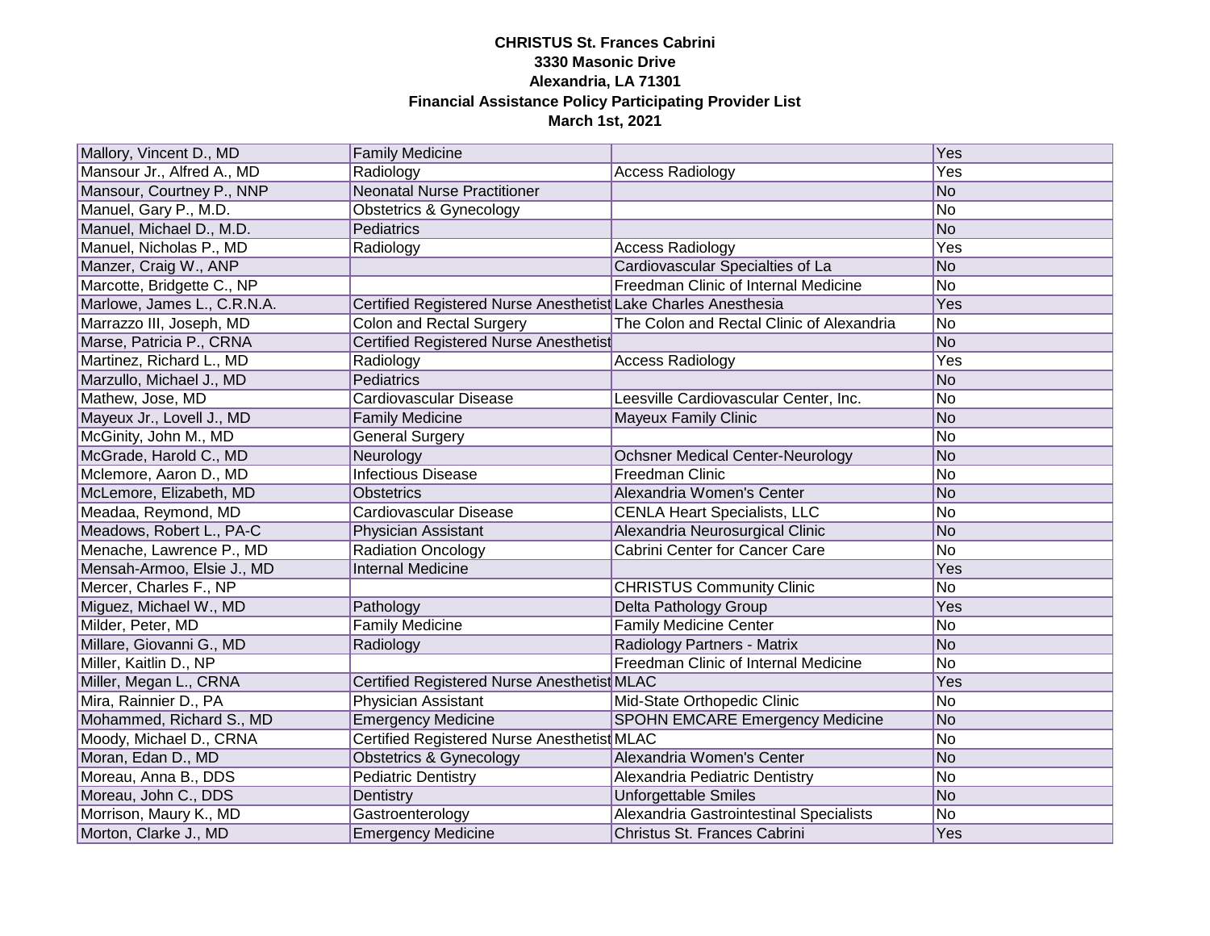**CHRISTUS St. Frances Cabrini**
**3330 Masonic Drive**
**Alexandria, LA 71301**
**Financial Assistance Policy Participating Provider List**
**March 1st, 2021**

| | | | |
|---|---|---|---|
| Mallory, Vincent D., MD | Family Medicine | | Yes |
| Mansour Jr., Alfred A., MD | Radiology | Access Radiology | Yes |
| Mansour, Courtney P., NNP | Neonatal Nurse Practitioner | | No |
| Manuel, Gary P., M.D. | Obstetrics & Gynecology | | No |
| Manuel, Michael D., M.D. | Pediatrics | | No |
| Manuel, Nicholas P., MD | Radiology | Access Radiology | Yes |
| Manzer, Craig W., ANP | | Cardiovascular Specialties of La | No |
| Marcotte, Bridgette C., NP | | Freedman Clinic of Internal Medicine | No |
| Marlowe, James L., C.R.N.A. | Certified Registered Nurse Anesthetist | Lake Charles Anesthesia | Yes |
| Marrazzo III, Joseph, MD | Colon and Rectal Surgery | The Colon and Rectal Clinic of Alexandria | No |
| Marse, Patricia P., CRNA | Certified Registered Nurse Anesthetist | | No |
| Martinez, Richard L., MD | Radiology | Access Radiology | Yes |
| Marzullo, Michael J., MD | Pediatrics | | No |
| Mathew, Jose, MD | Cardiovascular Disease | Leesville Cardiovascular Center, Inc. | No |
| Mayeux Jr., Lovell J., MD | Family Medicine | Mayeux Family Clinic | No |
| McGinity, John M., MD | General Surgery | | No |
| McGrade, Harold C., MD | Neurology | Ochsner Medical Center-Neurology | No |
| Mclemore, Aaron D., MD | Infectious Disease | Freedman Clinic | No |
| McLemore, Elizabeth, MD | Obstetrics | Alexandria Women's Center | No |
| Meadaa, Reymond, MD | Cardiovascular Disease | CENLA Heart Specialists, LLC | No |
| Meadows, Robert L., PA-C | Physician Assistant | Alexandria Neurosurgical Clinic | No |
| Menache, Lawrence P., MD | Radiation Oncology | Cabrini Center for Cancer Care | No |
| Mensah-Armoo, Elsie J., MD | Internal Medicine | | Yes |
| Mercer, Charles F., NP | | CHRISTUS Community Clinic | No |
| Miguez, Michael W., MD | Pathology | Delta Pathology Group | Yes |
| Milder, Peter, MD | Family Medicine | Family Medicine Center | No |
| Millare, Giovanni G., MD | Radiology | Radiology Partners - Matrix | No |
| Miller, Kaitlin D., NP | | Freedman Clinic of Internal Medicine | No |
| Miller, Megan L., CRNA | Certified Registered Nurse Anesthetist | MLAC | Yes |
| Mira, Rainnier D., PA | Physician Assistant | Mid-State Orthopedic Clinic | No |
| Mohammed, Richard S., MD | Emergency Medicine | SPOHN EMCARE Emergency Medicine | No |
| Moody, Michael D., CRNA | Certified Registered Nurse Anesthetist | MLAC | No |
| Moran, Edan D., MD | Obstetrics & Gynecology | Alexandria Women's Center | No |
| Moreau, Anna B., DDS | Pediatric Dentistry | Alexandria Pediatric Dentistry | No |
| Moreau, John C., DDS | Dentistry | Unforgettable Smiles | No |
| Morrison, Maury K., MD | Gastroenterology | Alexandria Gastrointestinal Specialists | No |
| Morton, Clarke J., MD | Emergency Medicine | Christus St. Frances Cabrini | Yes |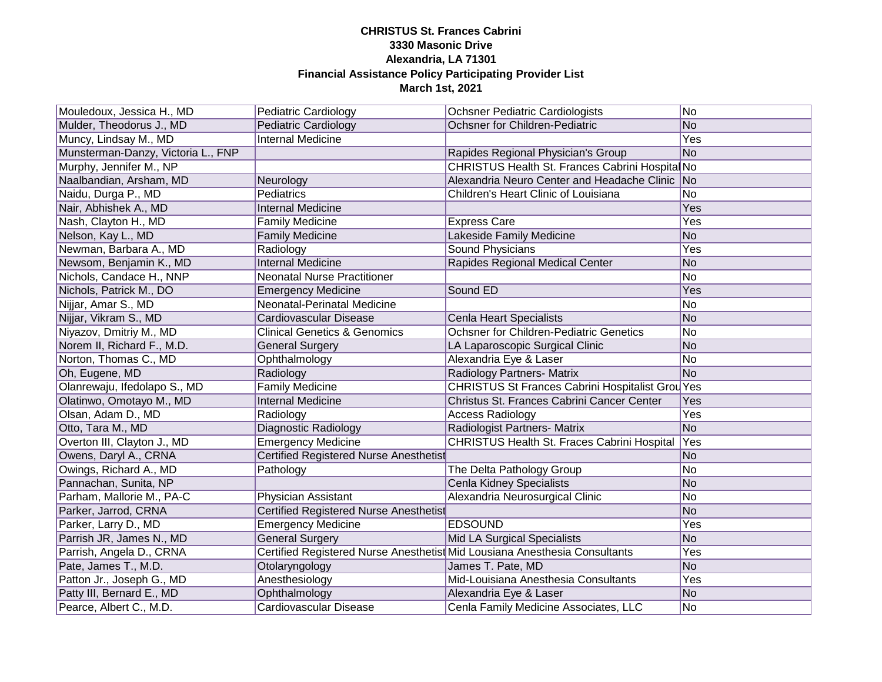**CHRISTUS St. Frances Cabrini**
**3330 Masonic Drive**
**Alexandria, LA 71301**
**Financial Assistance Policy Participating Provider List**
**March 1st, 2021**

| | | | |
|---|---|---|---|
| Mouledoux, Jessica H., MD | Pediatric Cardiology | Ochsner Pediatric Cardiologists | No |
| Mulder, Theodorus J., MD | Pediatric Cardiology | Ochsner for Children-Pediatric | No |
| Muncy, Lindsay M., MD | Internal Medicine | | Yes |
| Munsterman-Danzy, Victoria L., FNP | | Rapides Regional Physician's Group | No |
| Murphy, Jennifer M., NP | | CHRISTUS Health St. Frances Cabrini Hospital | No |
| Naalbandian, Arsham, MD | Neurology | Alexandria Neuro Center and Headache Clinic | No |
| Naidu, Durga P., MD | Pediatrics | Children's Heart Clinic of Louisiana | No |
| Nair, Abhishek A., MD | Internal Medicine | | Yes |
| Nash, Clayton H., MD | Family Medicine | Express Care | Yes |
| Nelson, Kay L., MD | Family Medicine | Lakeside Family Medicine | No |
| Newman, Barbara A., MD | Radiology | Sound Physicians | Yes |
| Newsom, Benjamin K., MD | Internal Medicine | Rapides Regional Medical Center | No |
| Nichols, Candace H., NNP | Neonatal Nurse Practitioner | | No |
| Nichols, Patrick M., DO | Emergency Medicine | Sound ED | Yes |
| Nijjar, Amar S., MD | Neonatal-Perinatal Medicine | | No |
| Nijjar, Vikram S., MD | Cardiovascular Disease | Cenla Heart Specialists | No |
| Niyazov, Dmitriy M., MD | Clinical Genetics & Genomics | Ochsner for Children-Pediatric Genetics | No |
| Norem II, Richard F., M.D. | General Surgery | LA Laparoscopic Surgical Clinic | No |
| Norton, Thomas C., MD | Ophthalmology | Alexandria Eye & Laser | No |
| Oh, Eugene, MD | Radiology | Radiology Partners- Matrix | No |
| Olanrewaju, Ifedolapo S., MD | Family Medicine | CHRISTUS St Frances Cabrini Hospitalist Grou | Yes |
| Olatinwo, Omotayo M., MD | Internal Medicine | Christus St. Frances Cabrini Cancer Center | Yes |
| Olsan, Adam D., MD | Radiology | Access Radiology | Yes |
| Otto, Tara M., MD | Diagnostic Radiology | Radiologist Partners- Matrix | No |
| Overton III, Clayton J., MD | Emergency Medicine | CHRISTUS Health St. Fraces Cabrini Hospital | Yes |
| Owens, Daryl A., CRNA | Certified Registered Nurse Anesthetist | | No |
| Owings, Richard A., MD | Pathology | The Delta Pathology Group | No |
| Pannachan, Sunita, NP | | Cenla Kidney Specialists | No |
| Parham, Mallorie M., PA-C | Physician Assistant | Alexandria Neurosurgical Clinic | No |
| Parker, Jarrod, CRNA | Certified Registered Nurse Anesthetist | | No |
| Parker, Larry D., MD | Emergency Medicine | EDSOUND | Yes |
| Parrish JR, James N., MD | General Surgery | Mid LA Surgical Specialists | No |
| Parrish, Angela D., CRNA | Certified Registered Nurse Anesthetist | Mid Lousiana Anesthesia Consultants | Yes |
| Pate, James T., M.D. | Otolaryngology | James T. Pate, MD | No |
| Patton Jr., Joseph G., MD | Anesthesiology | Mid-Louisiana Anesthesia Consultants | Yes |
| Patty III, Bernard E., MD | Ophthalmology | Alexandria Eye & Laser | No |
| Pearce, Albert C., M.D. | Cardiovascular Disease | Cenla Family Medicine Associates, LLC | No |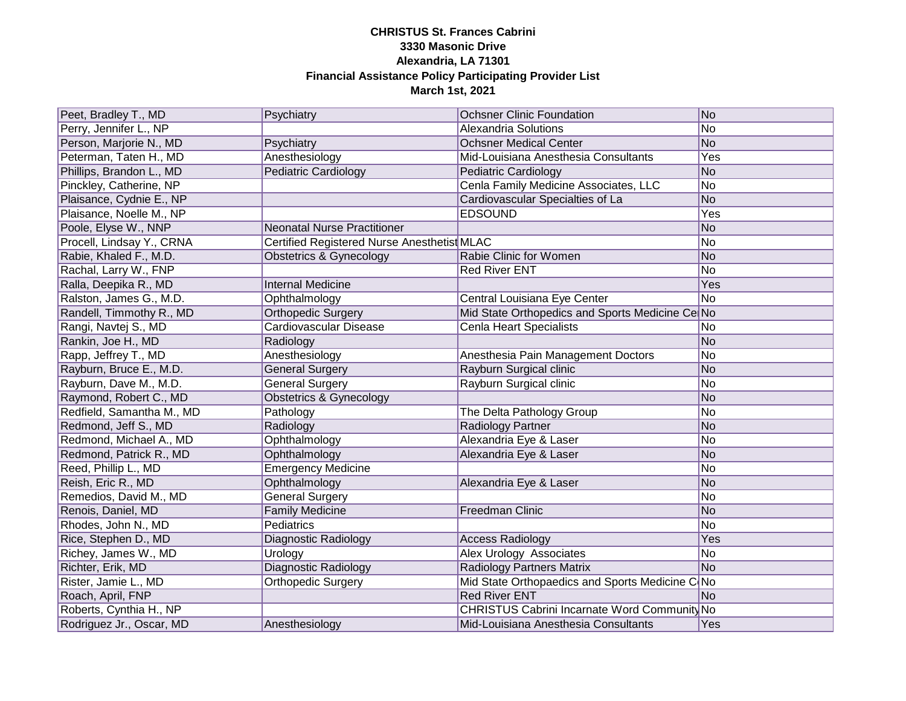**CHRISTUS St. Frances Cabrini**
**3330 Masonic Drive**
**Alexandria, LA 71301**
**Financial Assistance Policy Participating Provider List**
**March 1st, 2021**

| | | | |
|---|---|---|---|
| Peet, Bradley T., MD | Psychiatry | Ochsner Clinic Foundation | No |
| Perry, Jennifer L., NP | | Alexandria Solutions | No |
| Person, Marjorie N., MD | Psychiatry | Ochsner Medical Center | No |
| Peterman, Taten H., MD | Anesthesiology | Mid-Louisiana Anesthesia Consultants | Yes |
| Phillips, Brandon L., MD | Pediatric Cardiology | Pediatric Cardiology | No |
| Pinckley, Catherine, NP | | Cenla Family Medicine Associates, LLC | No |
| Plaisance, Cydnie E., NP | | Cardiovascular Specialties of La | No |
| Plaisance, Noelle M., NP | | EDSOUND | Yes |
| Poole, Elyse W., NNP | Neonatal Nurse Practitioner | | No |
| Procell, Lindsay Y., CRNA | Certified Registered Nurse Anesthetist | MLAC | No |
| Rabie, Khaled F., M.D. | Obstetrics & Gynecology | Rabie Clinic for Women | No |
| Rachal, Larry W., FNP | | Red River ENT | No |
| Ralla, Deepika R., MD | Internal Medicine | | Yes |
| Ralston, James G., M.D. | Ophthalmology | Central Louisiana Eye Center | No |
| Randell, Timmothy R., MD | Orthopedic Surgery | Mid State Orthopedics and Sports Medicine Ce | No |
| Rangi, Navtej S., MD | Cardiovascular Disease | Cenla Heart Specialists | No |
| Rankin, Joe H., MD | Radiology | | No |
| Rapp, Jeffrey T., MD | Anesthesiology | Anesthesia Pain Management Doctors | No |
| Rayburn, Bruce E., M.D. | General Surgery | Rayburn Surgical clinic | No |
| Rayburn, Dave M., M.D. | General Surgery | Rayburn Surgical clinic | No |
| Raymond, Robert C., MD | Obstetrics & Gynecology | | No |
| Redfield, Samantha M., MD | Pathology | The Delta Pathology Group | No |
| Redmond, Jeff S., MD | Radiology | Radiology Partner | No |
| Redmond, Michael A., MD | Ophthalmology | Alexandria Eye & Laser | No |
| Redmond, Patrick R., MD | Ophthalmology | Alexandria Eye & Laser | No |
| Reed, Phillip L., MD | Emergency Medicine | | No |
| Reish, Eric R., MD | Ophthalmology | Alexandria Eye & Laser | No |
| Remedios, David M., MD | General Surgery | | No |
| Renois, Daniel, MD | Family Medicine | Freedman Clinic | No |
| Rhodes, John N., MD | Pediatrics | | No |
| Rice, Stephen D., MD | Diagnostic Radiology | Access Radiology | Yes |
| Richey, James W., MD | Urology | Alex Urology Associates | No |
| Richter, Erik, MD | Diagnostic Radiology | Radiology Partners Matrix | No |
| Rister, Jamie L., MD | Orthopedic Surgery | Mid State Orthopaedics and Sports Medicine C | No |
| Roach, April, FNP | | Red River ENT | No |
| Roberts, Cynthia H., NP | | CHRISTUS Cabrini Incarnate Word Community | No |
| Rodriguez Jr., Oscar, MD | Anesthesiology | Mid-Louisiana Anesthesia Consultants | Yes |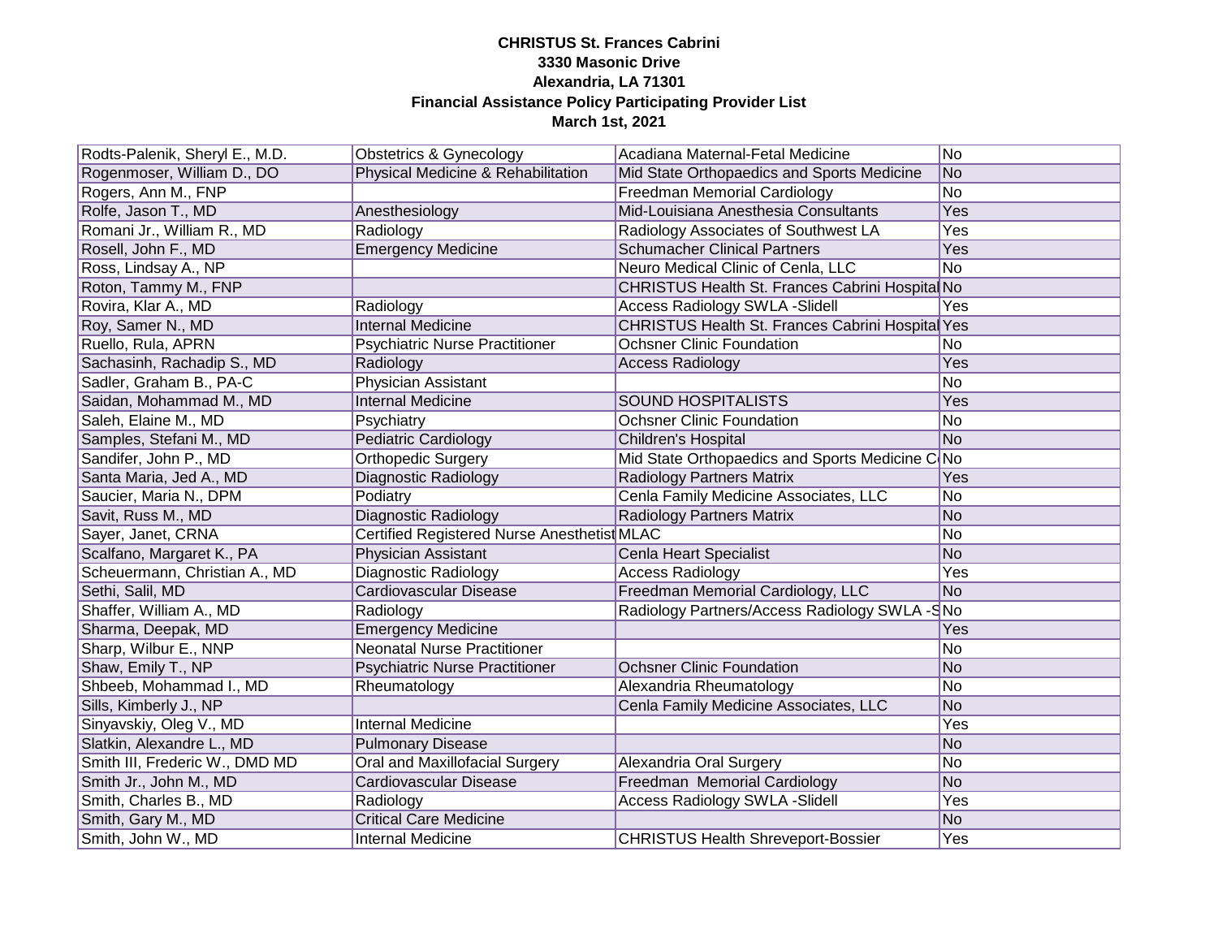**CHRISTUS St. Frances Cabrini**
**3330 Masonic Drive**
**Alexandria, LA 71301**
**Financial Assistance Policy Participating Provider List**
**March 1st, 2021**

| | | | |
|---|---|---|---|
| Rodts-Palenik, Sheryl E., M.D. | Obstetrics & Gynecology | Acadiana Maternal-Fetal Medicine | No |
| Rogenmoser, William D., DO | Physical Medicine & Rehabilitation | Mid State Orthopaedics and Sports Medicine | No |
| Rogers, Ann M., FNP | | Freedman Memorial Cardiology | No |
| Rolfe, Jason T., MD | Anesthesiology | Mid-Louisiana Anesthesia Consultants | Yes |
| Romani Jr., William R., MD | Radiology | Radiology Associates of Southwest LA | Yes |
| Rosell, John F., MD | Emergency Medicine | Schumacher Clinical Partners | Yes |
| Ross, Lindsay A., NP | | Neuro Medical Clinic of Cenla, LLC | No |
| Roton, Tammy M., FNP | | CHRISTUS Health St. Frances Cabrini Hospital | No |
| Rovira, Klar A., MD | Radiology | Access Radiology SWLA -Slidell | Yes |
| Roy, Samer N., MD | Internal Medicine | CHRISTUS Health St. Frances Cabrini Hospital | Yes |
| Ruello, Rula, APRN | Psychiatric Nurse Practitioner | Ochsner Clinic Foundation | No |
| Sachasinh, Rachadip S., MD | Radiology | Access Radiology | Yes |
| Sadler, Graham B., PA-C | Physician Assistant | | No |
| Saidan, Mohammad M., MD | Internal Medicine | SOUND HOSPITALISTS | Yes |
| Saleh, Elaine M., MD | Psychiatry | Ochsner Clinic Foundation | No |
| Samples, Stefani M., MD | Pediatric Cardiology | Children's Hospital | No |
| Sandifer, John P., MD | Orthopedic Surgery | Mid State Orthopaedics and Sports Medicine C | No |
| Santa Maria, Jed A., MD | Diagnostic Radiology | Radiology Partners Matrix | Yes |
| Saucier, Maria N., DPM | Podiatry | Cenla Family Medicine Associates, LLC | No |
| Savit, Russ M., MD | Diagnostic Radiology | Radiology Partners Matrix | No |
| Sayer, Janet, CRNA | Certified Registered Nurse Anesthetist | MLAC | No |
| Scalfano, Margaret K., PA | Physician Assistant | Cenla Heart Specialist | No |
| Scheuermann, Christian A., MD | Diagnostic Radiology | Access Radiology | Yes |
| Sethi, Salil, MD | Cardiovascular Disease | Freedman Memorial Cardiology, LLC | No |
| Shaffer, William A., MD | Radiology | Radiology Partners/Access Radiology SWLA -S | No |
| Sharma, Deepak, MD | Emergency Medicine | | Yes |
| Sharp, Wilbur E., NNP | Neonatal Nurse Practitioner | | No |
| Shaw, Emily T., NP | Psychiatric Nurse Practitioner | Ochsner Clinic Foundation | No |
| Shbeeb, Mohammad I., MD | Rheumatology | Alexandria Rheumatology | No |
| Sills, Kimberly J., NP | | Cenla Family Medicine Associates, LLC | No |
| Sinyavskiy, Oleg V., MD | Internal Medicine | | Yes |
| Slatkin, Alexandre L., MD | Pulmonary Disease | | No |
| Smith III, Frederic W., DMD MD | Oral and Maxillofacial Surgery | Alexandria Oral Surgery | No |
| Smith Jr., John M., MD | Cardiovascular Disease | Freedman Memorial Cardiology | No |
| Smith, Charles B., MD | Radiology | Access Radiology SWLA -Slidell | Yes |
| Smith, Gary M., MD | Critical Care Medicine | | No |
| Smith, John W., MD | Internal Medicine | CHRISTUS Health Shreveport-Bossier | Yes |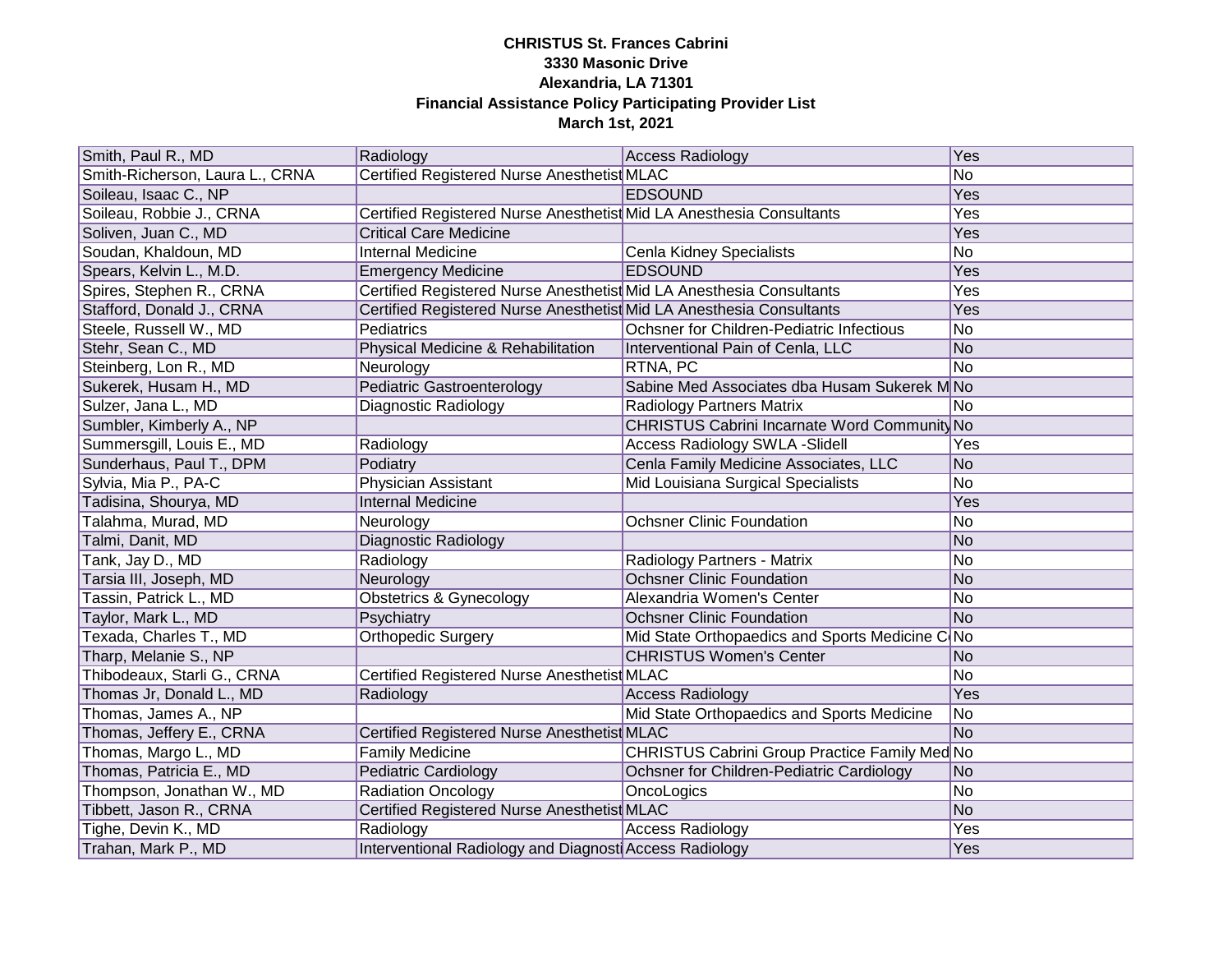**CHRISTUS St. Frances Cabrini**
**3330 Masonic Drive**
**Alexandria, LA 71301**
**Financial Assistance Policy Participating Provider List**
**March 1st, 2021**

| | | | |
|---|---|---|---|
| Smith, Paul R., MD | Radiology | Access Radiology | Yes |
| Smith-Richerson, Laura L., CRNA | Certified Registered Nurse Anesthetist | MLAC | No |
| Soileau, Isaac C., NP | | EDSOUND | Yes |
| Soileau, Robbie J., CRNA | Certified Registered Nurse Anesthetist | Mid LA Anesthesia Consultants | Yes |
| Soliven, Juan C., MD | Critical Care Medicine | | Yes |
| Soudan, Khaldoun, MD | Internal Medicine | Cenla Kidney Specialists | No |
| Spears, Kelvin L., M.D. | Emergency Medicine | EDSOUND | Yes |
| Spires, Stephen R., CRNA | Certified Registered Nurse Anesthetist | Mid LA Anesthesia Consultants | Yes |
| Stafford, Donald J., CRNA | Certified Registered Nurse Anesthetist | Mid LA Anesthesia Consultants | Yes |
| Steele, Russell W., MD | Pediatrics | Ochsner for Children-Pediatric Infectious | No |
| Stehr, Sean C., MD | Physical Medicine & Rehabilitation | Interventional Pain of Cenla, LLC | No |
| Steinberg, Lon R., MD | Neurology | RTNA, PC | No |
| Sukerek, Husam H., MD | Pediatric Gastroenterology | Sabine Med Associates dba Husam Sukerek M | No |
| Sulzer, Jana L., MD | Diagnostic Radiology | Radiology Partners Matrix | No |
| Sumbler, Kimberly A., NP | | CHRISTUS Cabrini Incarnate Word Community | No |
| Summersgill, Louis E., MD | Radiology | Access Radiology SWLA -Slidell | Yes |
| Sunderhaus, Paul T., DPM | Podiatry | Cenla Family Medicine Associates, LLC | No |
| Sylvia, Mia P., PA-C | Physician Assistant | Mid Louisiana Surgical Specialists | No |
| Tadisina, Shourya, MD | Internal Medicine | | Yes |
| Talahma, Murad, MD | Neurology | Ochsner Clinic Foundation | No |
| Talmi, Danit, MD | Diagnostic Radiology | | No |
| Tank, Jay D., MD | Radiology | Radiology Partners - Matrix | No |
| Tarsia III, Joseph, MD | Neurology | Ochsner Clinic Foundation | No |
| Tassin, Patrick L., MD | Obstetrics & Gynecology | Alexandria Women's Center | No |
| Taylor, Mark L., MD | Psychiatry | Ochsner Clinic Foundation | No |
| Texada, Charles T., MD | Orthopedic Surgery | Mid State Orthopaedics and Sports Medicine C | No |
| Tharp, Melanie S., NP | | CHRISTUS Women's Center | No |
| Thibodeaux, Starli G., CRNA | Certified Registered Nurse Anesthetist | MLAC | No |
| Thomas Jr, Donald L., MD | Radiology | Access Radiology | Yes |
| Thomas, James A., NP | | Mid State Orthopaedics and Sports Medicine | No |
| Thomas, Jeffery E., CRNA | Certified Registered Nurse Anesthetist | MLAC | No |
| Thomas, Margo L., MD | Family Medicine | CHRISTUS Cabrini Group Practice Family Med | No |
| Thomas, Patricia E., MD | Pediatric Cardiology | Ochsner for Children-Pediatric Cardiology | No |
| Thompson, Jonathan W., MD | Radiation Oncology | OncoLogics | No |
| Tibbett, Jason R., CRNA | Certified Registered Nurse Anesthetist | MLAC | No |
| Tighe, Devin K., MD | Radiology | Access Radiology | Yes |
| Trahan, Mark P., MD | Interventional Radiology and Diagnosti | Access Radiology | Yes |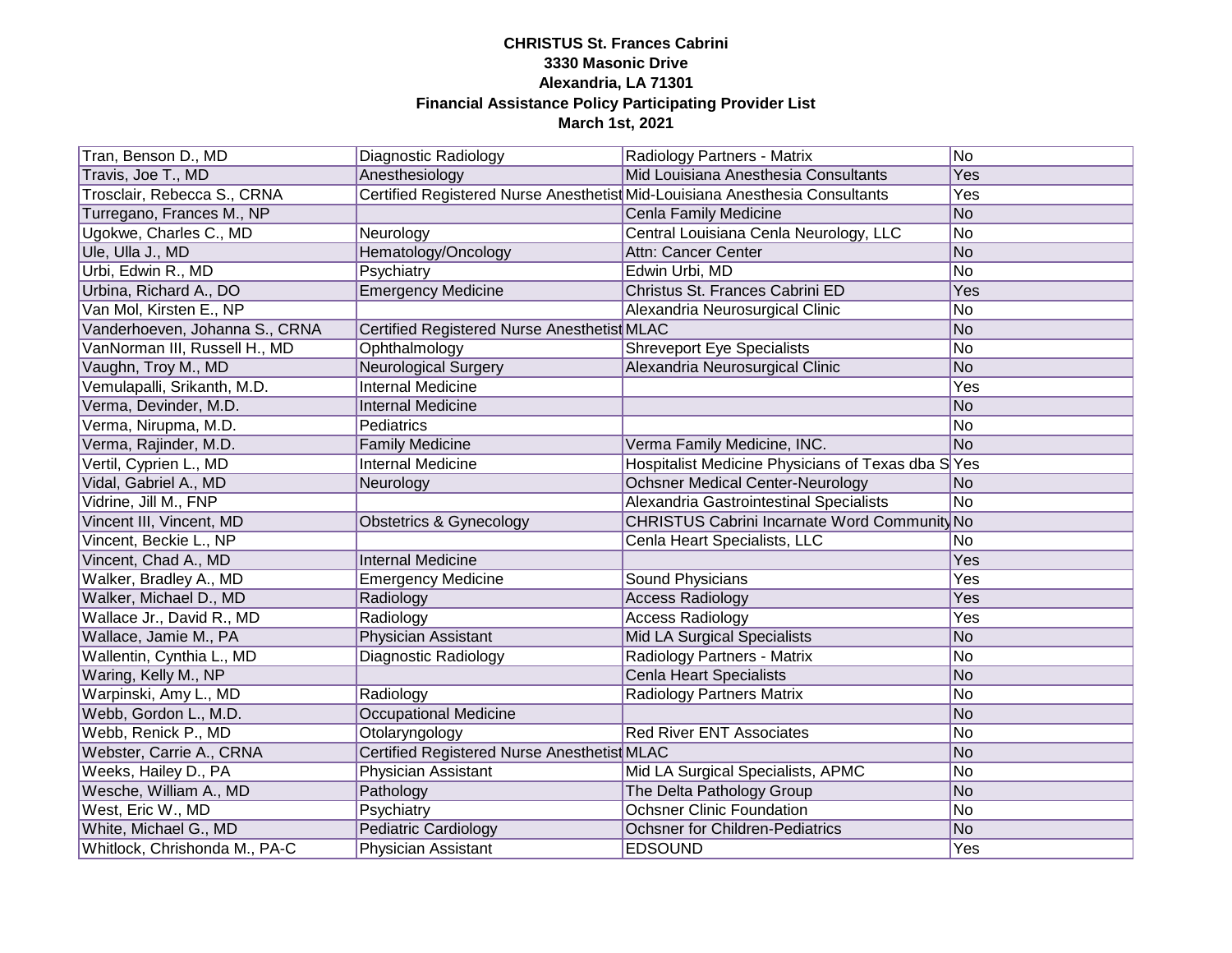**CHRISTUS St. Frances Cabrini**
**3330 Masonic Drive**
**Alexandria, LA 71301**
**Financial Assistance Policy Participating Provider List**
**March 1st, 2021**

| | | | |
|---|---|---|---|
| Tran, Benson D., MD | Diagnostic Radiology | Radiology Partners - Matrix | No |
| Travis, Joe T., MD | Anesthesiology | Mid Louisiana Anesthesia Consultants | Yes |
| Trosclair, Rebecca S., CRNA | Certified Registered Nurse Anesthetist | Mid-Louisiana Anesthesia Consultants | Yes |
| Turregano, Frances M., NP | | Cenla Family Medicine | No |
| Ugokwe, Charles C., MD | Neurology | Central Louisiana Cenla Neurology, LLC | No |
| Ule, Ulla J., MD | Hematology/Oncology | Attn: Cancer Center | No |
| Urbi, Edwin R., MD | Psychiatry | Edwin Urbi, MD | No |
| Urbina, Richard A., DO | Emergency Medicine | Christus St. Frances Cabrini ED | Yes |
| Van Mol, Kirsten E., NP | | Alexandria Neurosurgical Clinic | No |
| Vanderhoeven, Johanna S., CRNA | Certified Registered Nurse Anesthetist | MLAC | No |
| VanNorman III, Russell H., MD | Ophthalmology | Shreveport Eye Specialists | No |
| Vaughn, Troy M., MD | Neurological Surgery | Alexandria Neurosurgical Clinic | No |
| Vemulapalli, Srikanth, M.D. | Internal Medicine | | Yes |
| Verma, Devinder, M.D. | Internal Medicine | | No |
| Verma, Nirupma, M.D. | Pediatrics | | No |
| Verma, Rajinder, M.D. | Family Medicine | Verma Family Medicine, INC. | No |
| Vertil, Cyprien L., MD | Internal Medicine | Hospitalist Medicine Physicians of Texas dba S | Yes |
| Vidal, Gabriel A., MD | Neurology | Ochsner Medical Center-Neurology | No |
| Vidrine, Jill M., FNP | | Alexandria Gastrointestinal Specialists | No |
| Vincent III, Vincent, MD | Obstetrics & Gynecology | CHRISTUS Cabrini Incarnate Word Community | No |
| Vincent, Beckie L., NP | | Cenla Heart Specialists, LLC | No |
| Vincent, Chad A., MD | Internal Medicine | | Yes |
| Walker, Bradley A., MD | Emergency Medicine | Sound Physicians | Yes |
| Walker, Michael D., MD | Radiology | Access Radiology | Yes |
| Wallace Jr., David R., MD | Radiology | Access Radiology | Yes |
| Wallace, Jamie M., PA | Physician Assistant | Mid LA Surgical Specialists | No |
| Wallentin, Cynthia L., MD | Diagnostic Radiology | Radiology Partners - Matrix | No |
| Waring, Kelly M., NP | | Cenla Heart Specialists | No |
| Warpinski, Amy L., MD | Radiology | Radiology Partners Matrix | No |
| Webb, Gordon L., M.D. | Occupational Medicine | | No |
| Webb, Renick P., MD | Otolaryngology | Red River ENT Associates | No |
| Webster, Carrie A., CRNA | Certified Registered Nurse Anesthetist | MLAC | No |
| Weeks, Hailey D., PA | Physician Assistant | Mid LA Surgical Specialists, APMC | No |
| Wesche, William A., MD | Pathology | The Delta Pathology Group | No |
| West, Eric W., MD | Psychiatry | Ochsner Clinic Foundation | No |
| White, Michael G., MD | Pediatric Cardiology | Ochsner for Children-Pediatrics | No |
| Whitlock, Chrishonda M., PA-C | Physician Assistant | EDSOUND | Yes |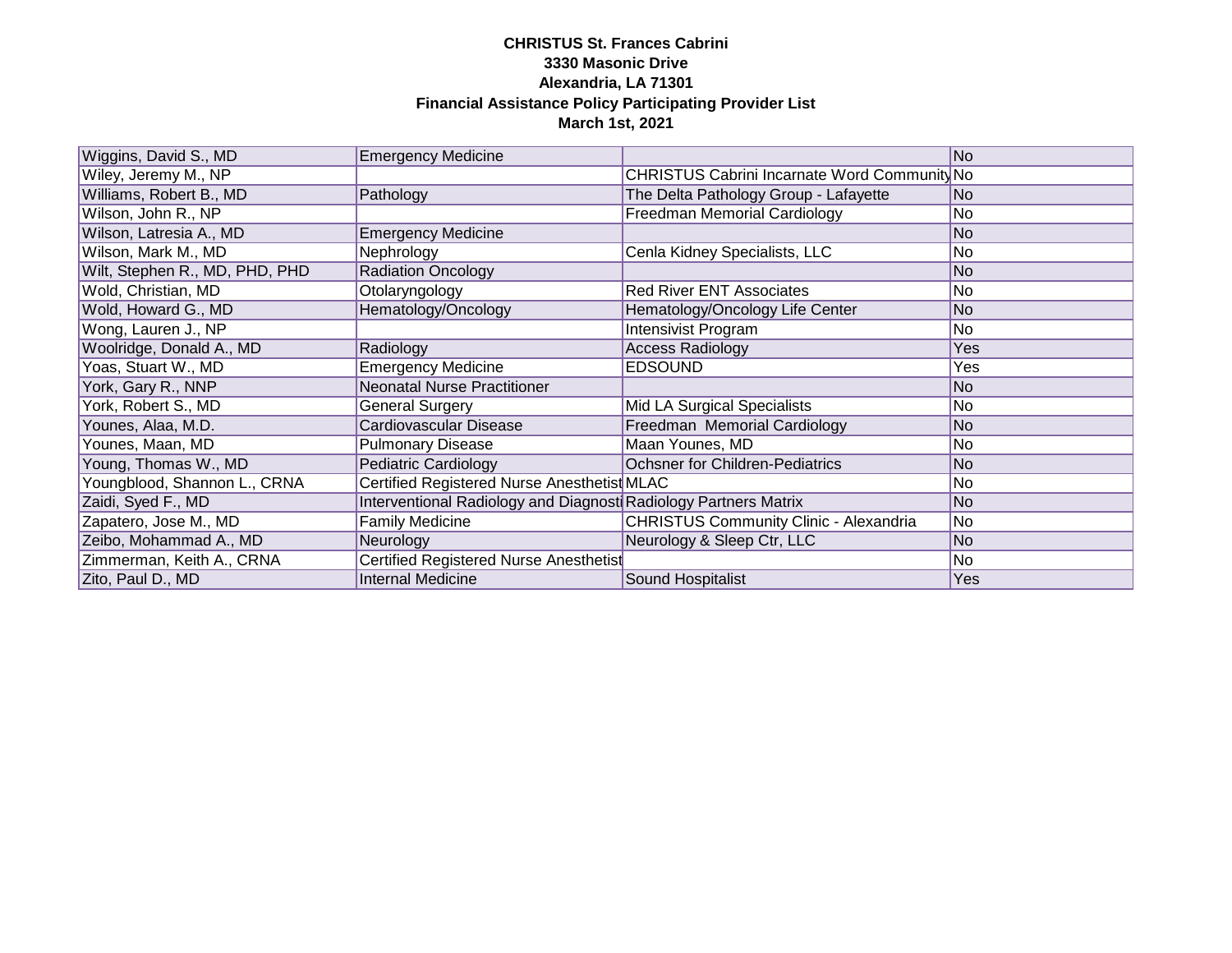**CHRISTUS St. Frances Cabrini**
**3330 Masonic Drive**
**Alexandria, LA 71301**
**Financial Assistance Policy Participating Provider List**
**March 1st, 2021**

| | | | |
|---|---|---|---|
| Wiggins, David S., MD | Emergency Medicine | | No |
| Wiley, Jeremy M., NP | | CHRISTUS Cabrini Incarnate Word Community | No |
| Williams, Robert B., MD | Pathology | The Delta Pathology Group - Lafayette | No |
| Wilson, John R., NP | | Freedman Memorial Cardiology | No |
| Wilson, Latresia A., MD | Emergency Medicine | | No |
| Wilson, Mark M., MD | Nephrology | Cenla Kidney Specialists, LLC | No |
| Wilt, Stephen R., MD, PHD, PHD | Radiation Oncology | | No |
| Wold, Christian, MD | Otolaryngology | Red River ENT Associates | No |
| Wold, Howard G., MD | Hematology/Oncology | Hematology/Oncology Life Center | No |
| Wong, Lauren J., NP | | Intensivist Program | No |
| Woolridge, Donald A., MD | Radiology | Access Radiology | Yes |
| Yoas, Stuart W., MD | Emergency Medicine | EDSOUND | Yes |
| York, Gary R., NNP | Neonatal Nurse Practitioner | | No |
| York, Robert S., MD | General Surgery | Mid LA Surgical Specialists | No |
| Younes, Alaa, M.D. | Cardiovascular Disease | Freedman Memorial Cardiology | No |
| Younes, Maan, MD | Pulmonary Disease | Maan Younes, MD | No |
| Young, Thomas W., MD | Pediatric Cardiology | Ochsner for Children-Pediatrics | No |
| Youngblood, Shannon L., CRNA | Certified Registered Nurse Anesthetist | MLAC | No |
| Zaidi, Syed F., MD | Interventional Radiology and Diagnosti | Radiology Partners Matrix | No |
| Zapatero, Jose M., MD | Family Medicine | CHRISTUS Community Clinic - Alexandria | No |
| Zeibo, Mohammad A., MD | Neurology | Neurology & Sleep Ctr, LLC | No |
| Zimmerman, Keith A., CRNA | Certified Registered Nurse Anesthetist | | No |
| Zito, Paul D., MD | Internal Medicine | Sound Hospitalist | Yes |